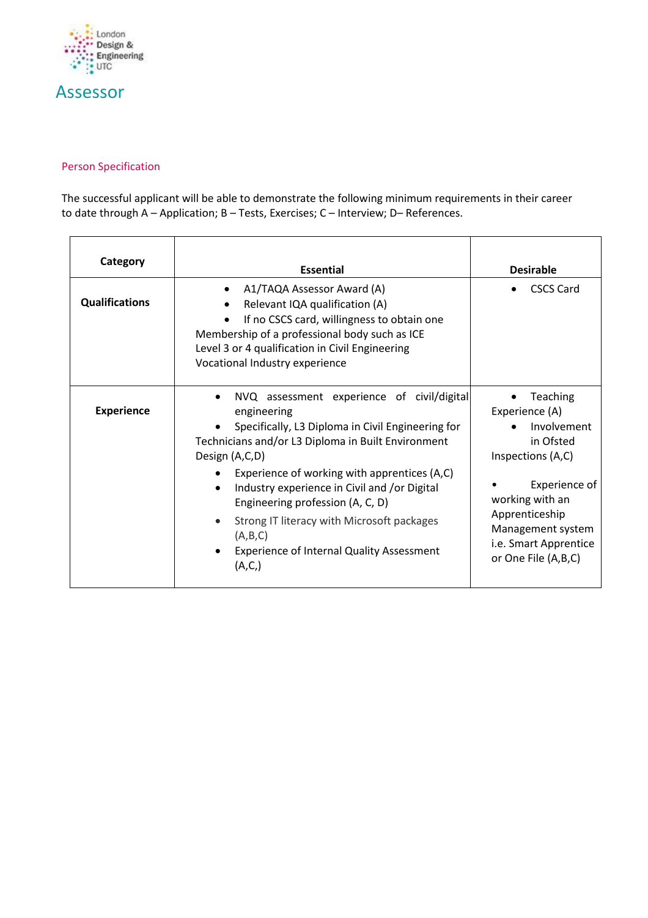London Design & Engineering UTC

# Assessor

## Person Specification

The successful applicant will be able to demonstrate the following minimum requirements in their career to date through A – Application; B – Tests, Exercises; C – Interview; D– References.

| Category | Essential | Desirable |
|---|---|---|
| **Qualifications** | • A1/TAQA Assessor Award (A)<br>• Relevant IQA qualification (A)<br>• If no CSCS card, willingness to obtain one<br>Membership of a professional body such as ICE<br>Level 3 or 4 qualification in Civil Engineering<br>Vocational Industry experience | • CSCS Card |
| **Experience** | • NVQ assessment experience of civil/digital engineering<br>• Specifically, L3 Diploma in Civil Engineering for Technicians and/or L3 Diploma in Built Environment Design (A,C,D)<br>• Experience of working with apprentices (A,C)<br>• Industry experience in Civil and /or Digital Engineering profession (A, C, D)<br>• Strong IT literacy with Microsoft packages (A,B,C)<br>• Experience of Internal Quality Assessment (A,C,) | • Teaching Experience (A)<br>• Involvement in Ofsted Inspections (A,C)<br>• Experience of working with an Apprenticeship Management system i.e. Smart Apprentice or One File (A,B,C) |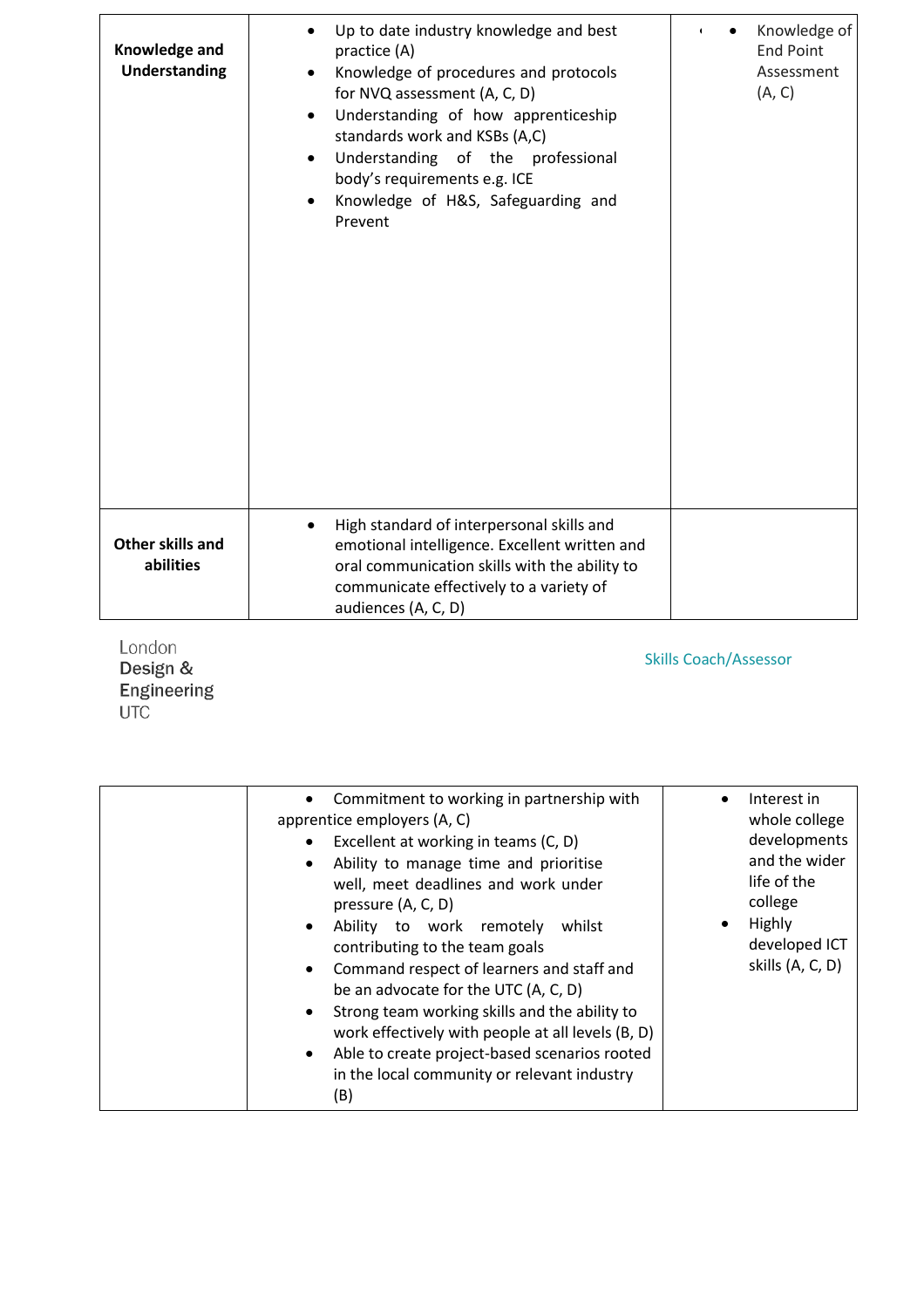| | | |
|---|---|---|
| **Knowledge and Understanding** | • Up to date industry knowledge and best practice (A)<br>• Knowledge of procedures and protocols for NVQ assessment (A, C, D)<br>• Understanding of how apprenticeship standards work and KSBs (A,C)<br>• Understanding of the professional body's requirements e.g. ICE<br>• Knowledge of H&S, Safeguarding and Prevent | • Knowledge of End Point Assessment (A, C) |
| **Other skills and abilities** | • High standard of interpersonal skills and emotional intelligence. Excellent written and oral communication skills with the ability to communicate effectively to a variety of audiences (A, C, D)<br>• Commitment to working in partnership with apprentice employers (A, C)<br>• Excellent at working in teams (C, D)<br>• Ability to manage time and prioritise well, meet deadlines and work under pressure (A, C, D)<br>• Ability to work remotely whilst contributing to the team goals<br>• Command respect of learners and staff and be an advocate for the UTC (A, C, D)<br>• Strong team working skills and the ability to work effectively with people at all levels (B, D)<br>• Able to create project-based scenarios rooted in the local community or relevant industry (B) | • Interest in whole college developments and the wider life of the college<br>• Highly developed ICT skills (A, C, D) |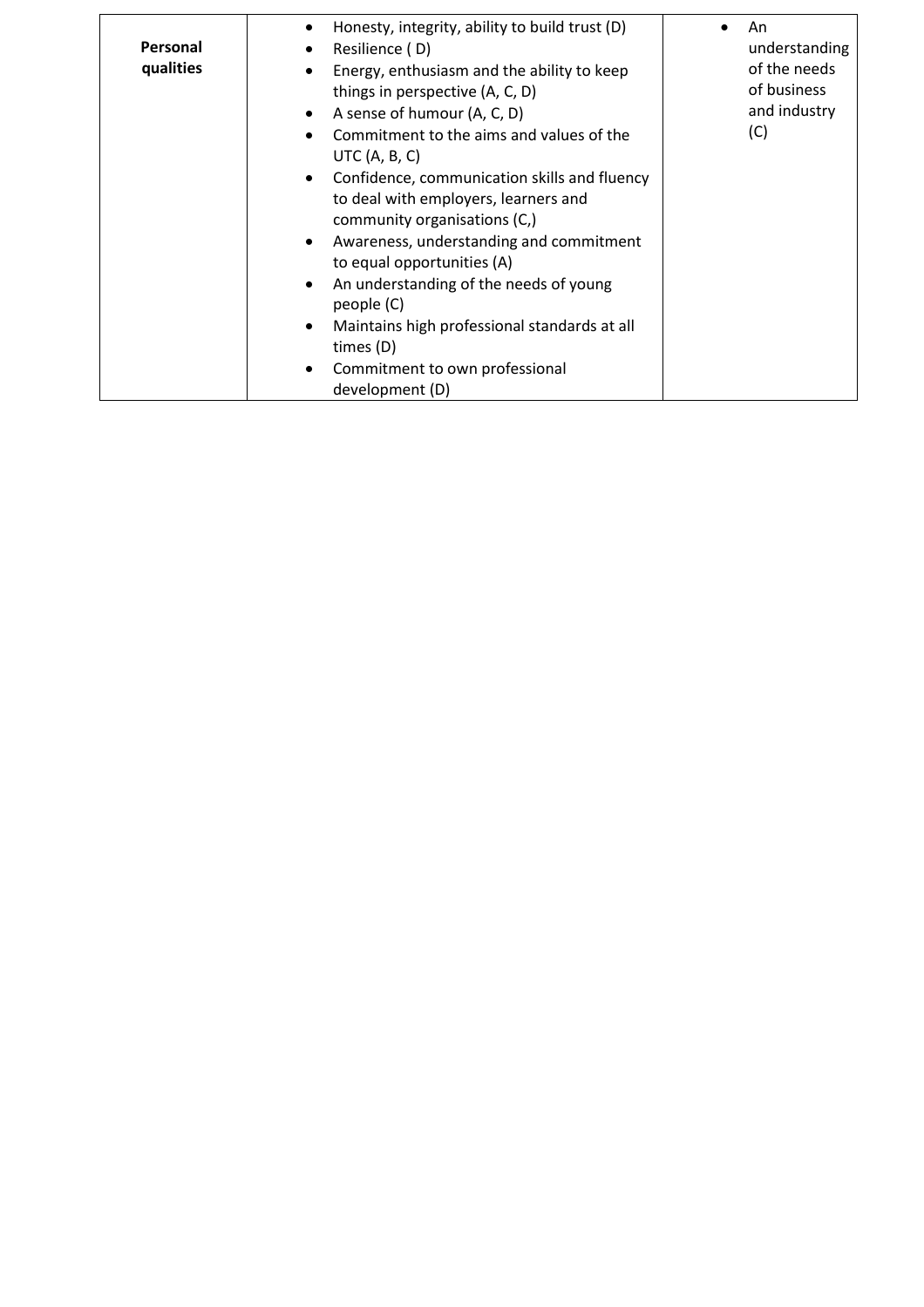| | | |
|---|---|---|
| **Personal qualities** | • Honesty, integrity, ability to build trust (D)<br>• Resilience ( D)<br>• Energy, enthusiasm and the ability to keep things in perspective (A, C, D)<br>• A sense of humour (A, C, D)<br>• Commitment to the aims and values of the UTC (A, B, C)<br>• Confidence, communication skills and fluency to deal with employers, learners and community organisations (C,)<br>• Awareness, understanding and commitment to equal opportunities (A)<br>• An understanding of the needs of young people (C)<br>• Maintains high professional standards at all times (D)<br>• Commitment to own professional development (D) | • An understanding of the needs of business and industry (C) |